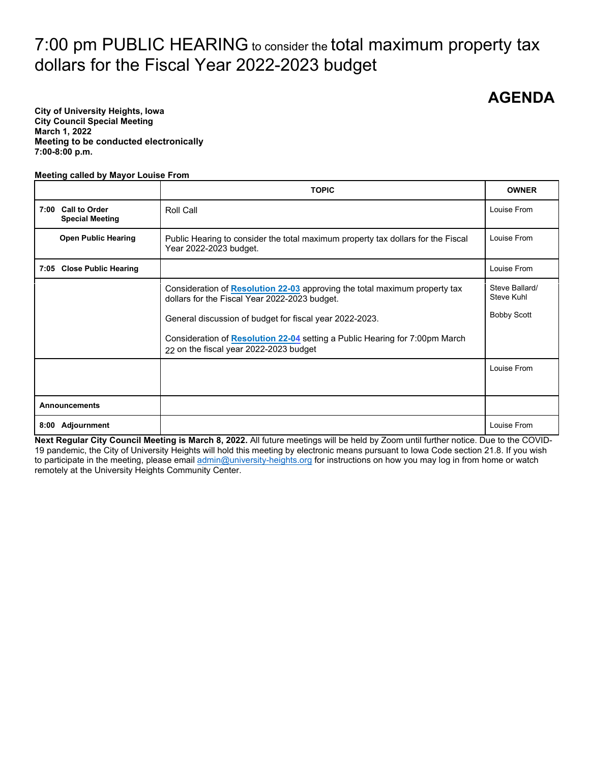# 7:00 pm PUBLIC HEARING to consider the total maximum property tax dollars for the Fiscal Year 2022-2023 budget

## AGENDA

**City of University Heights, Iowa**
**City Council Special Meeting**
**March 1, 2022**
**Meeting to be conducted electronically**
**7:00-8:00 p.m.**

**Meeting called by Mayor Louise From**

| | TOPIC | OWNER |
|---|---|---|
| **7:00 Call to Order Special Meeting** | Roll Call | Louise From |
| **Open Public Hearing** | Public Hearing to consider the total maximum property tax dollars for the Fiscal Year 2022-2023 budget. | Louise From |
| **7:05 Close Public Hearing** | | Louise From |
| | Consideration of **Resolution 22-03** approving the total maximum property tax dollars for the Fiscal Year 2022-2023 budget.<br><br>General discussion of budget for fiscal year 2022-2023.<br><br>Consideration of **Resolution 22-04** setting a Public Hearing for 7:00pm March 22 on the fiscal year 2022-2023 budget | Steve Ballard/ Steve Kuhl<br><br>Bobby Scott |
| | | Louise From |
| **Announcements** | | |
| **8:00 Adjournment** | | Louise From |

**Next Regular City Council Meeting is March 8, 2022.** All future meetings will be held by Zoom until further notice. Due to the COVID-19 pandemic, the City of University Heights will hold this meeting by electronic means pursuant to Iowa Code section 21.8. If you wish to participate in the meeting, please email admin@university-heights.org for instructions on how you may log in from home or watch remotely at the University Heights Community Center.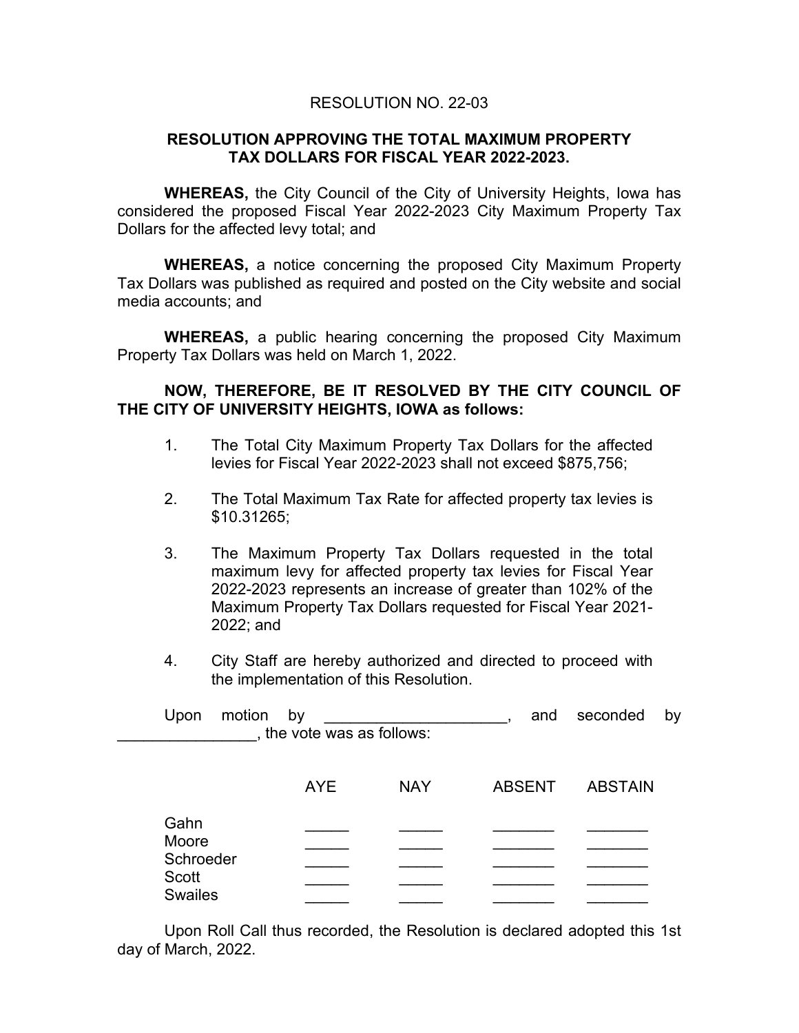RESOLUTION NO. 22-03

**RESOLUTION APPROVING THE TOTAL MAXIMUM PROPERTY TAX DOLLARS FOR FISCAL YEAR 2022-2023.**

**WHEREAS,** the City Council of the City of University Heights, Iowa has considered the proposed Fiscal Year 2022-2023 City Maximum Property Tax Dollars for the affected levy total; and

**WHEREAS,** a notice concerning the proposed City Maximum Property Tax Dollars was published as required and posted on the City website and social media accounts; and

**WHEREAS,** a public hearing concerning the proposed City Maximum Property Tax Dollars was held on March 1, 2022.

**NOW, THEREFORE, BE IT RESOLVED BY THE CITY COUNCIL OF THE CITY OF UNIVERSITY HEIGHTS, IOWA as follows:**

1. The Total City Maximum Property Tax Dollars for the affected levies for Fiscal Year 2022-2023 shall not exceed $875,756;

2. The Total Maximum Tax Rate for affected property tax levies is $10.31265;

3. The Maximum Property Tax Dollars requested in the total maximum levy for affected property tax levies for Fiscal Year 2022-2023 represents an increase of greater than 102% of the Maximum Property Tax Dollars requested for Fiscal Year 2021-2022; and

4. City Staff are hereby authorized and directed to proceed with the implementation of this Resolution.

Upon motion by ____________________, and seconded by ________________, the vote was as follows:

| | AYE | NAY | ABSENT | ABSTAIN |
|---|---|---|---|---|
| Gahn | _____ | _____ | _______ | _______ |
| Moore | _____ | _____ | _______ | _______ |
| Schroeder | _____ | _____ | _______ | _______ |
| Scott | _____ | _____ | _______ | _______ |
| Swailes | _____ | _____ | _______ | _______ |

Upon Roll Call thus recorded, the Resolution is declared adopted this 1st day of March, 2022.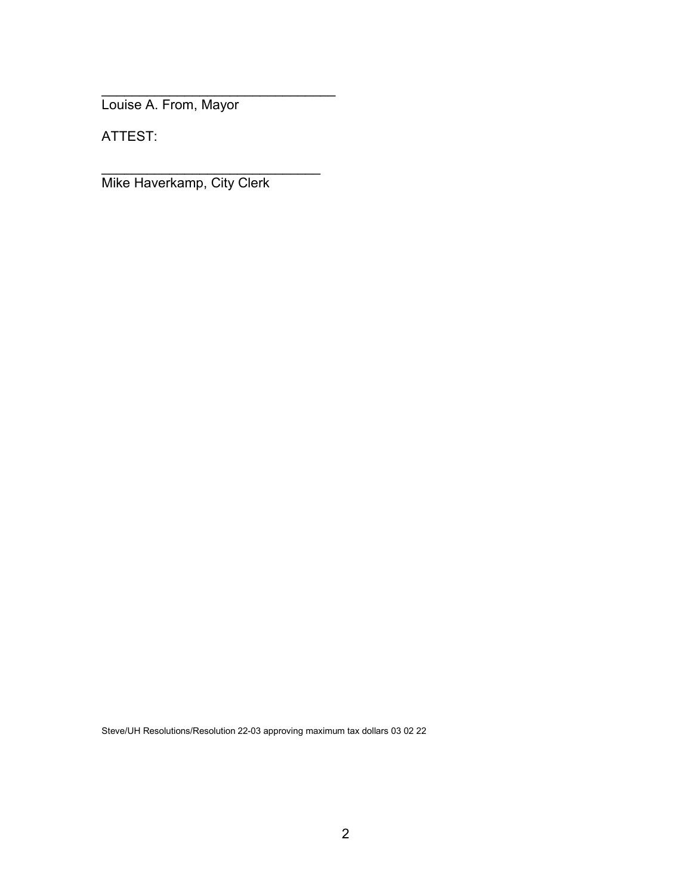\_\_\_\_\_\_\_\_\_\_\_\_\_\_\_\_\_\_\_\_\_\_\_\_\_\_\_\_\_\_\_\_
Louise A. From, Mayor

ATTEST:

\_\_\_\_\_\_\_\_\_\_\_\_\_\_\_\_\_\_\_\_\_\_\_\_\_\_\_\_\_\_
Mike Haverkamp, City Clerk

Steve/UH Resolutions/Resolution 22-03 approving maximum tax dollars 03 02 22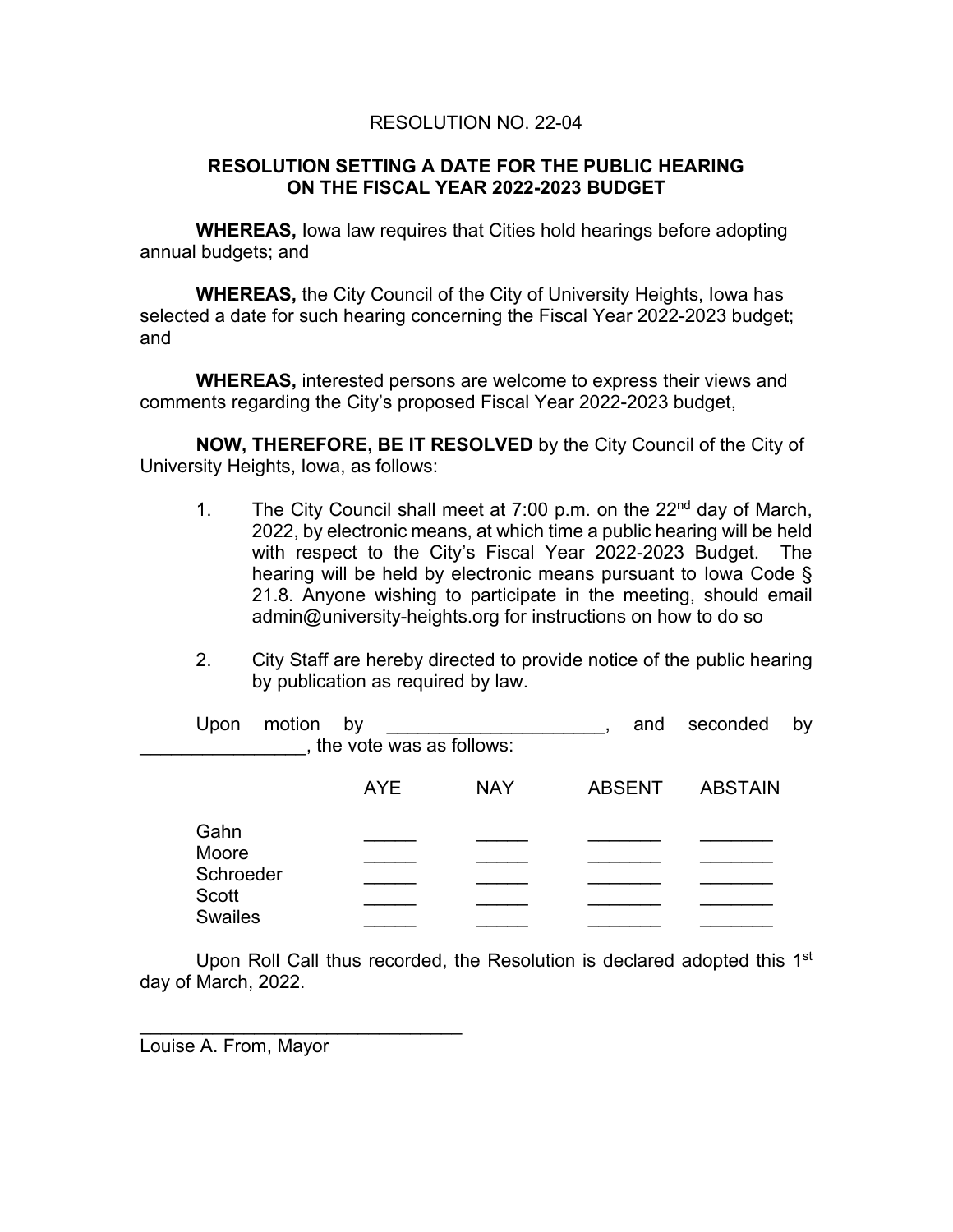RESOLUTION NO. 22-04

## RESOLUTION SETTING A DATE FOR THE PUBLIC HEARING ON THE FISCAL YEAR 2022-2023 BUDGET

**WHEREAS,** Iowa law requires that Cities hold hearings before adopting annual budgets; and

**WHEREAS,** the City Council of the City of University Heights, Iowa has selected a date for such hearing concerning the Fiscal Year 2022-2023 budget; and

**WHEREAS,** interested persons are welcome to express their views and comments regarding the City's proposed Fiscal Year 2022-2023 budget,

**NOW, THEREFORE, BE IT RESOLVED** by the City Council of the City of University Heights, Iowa, as follows:

1. The City Council shall meet at 7:00 p.m. on the 22nd day of March, 2022, by electronic means, at which time a public hearing will be held with respect to the City's Fiscal Year 2022-2023 Budget. The hearing will be held by electronic means pursuant to Iowa Code § 21.8. Anyone wishing to participate in the meeting, should email admin@university-heights.org for instructions on how to do so

2. City Staff are hereby directed to provide notice of the public hearing by publication as required by law.

Upon motion by ____________________, and seconded by ________________, the vote was as follows:

| | AYE | NAY | ABSENT | ABSTAIN |
|---|---|---|---|---|
| Gahn | _____ | _____ | _______ | _______ |
| Moore | _____ | _____ | _______ | _______ |
| Schroeder | _____ | _____ | _______ | _______ |
| Scott | _____ | _____ | _______ | _______ |
| Swailes | _____ | _____ | _______ | _______ |

Upon Roll Call thus recorded, the Resolution is declared adopted this 1st day of March, 2022.

________________________________
Louise A. From, Mayor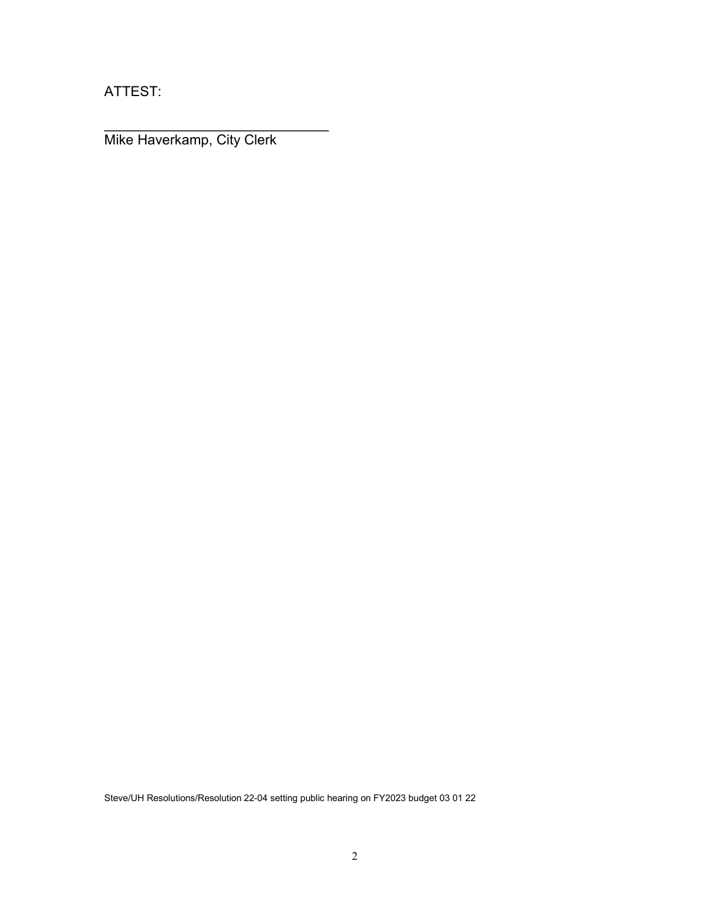ATTEST:

______________________________
Mike Haverkamp, City Clerk

Steve/UH Resolutions/Resolution 22-04 setting public hearing on FY2023 budget 03 01 22